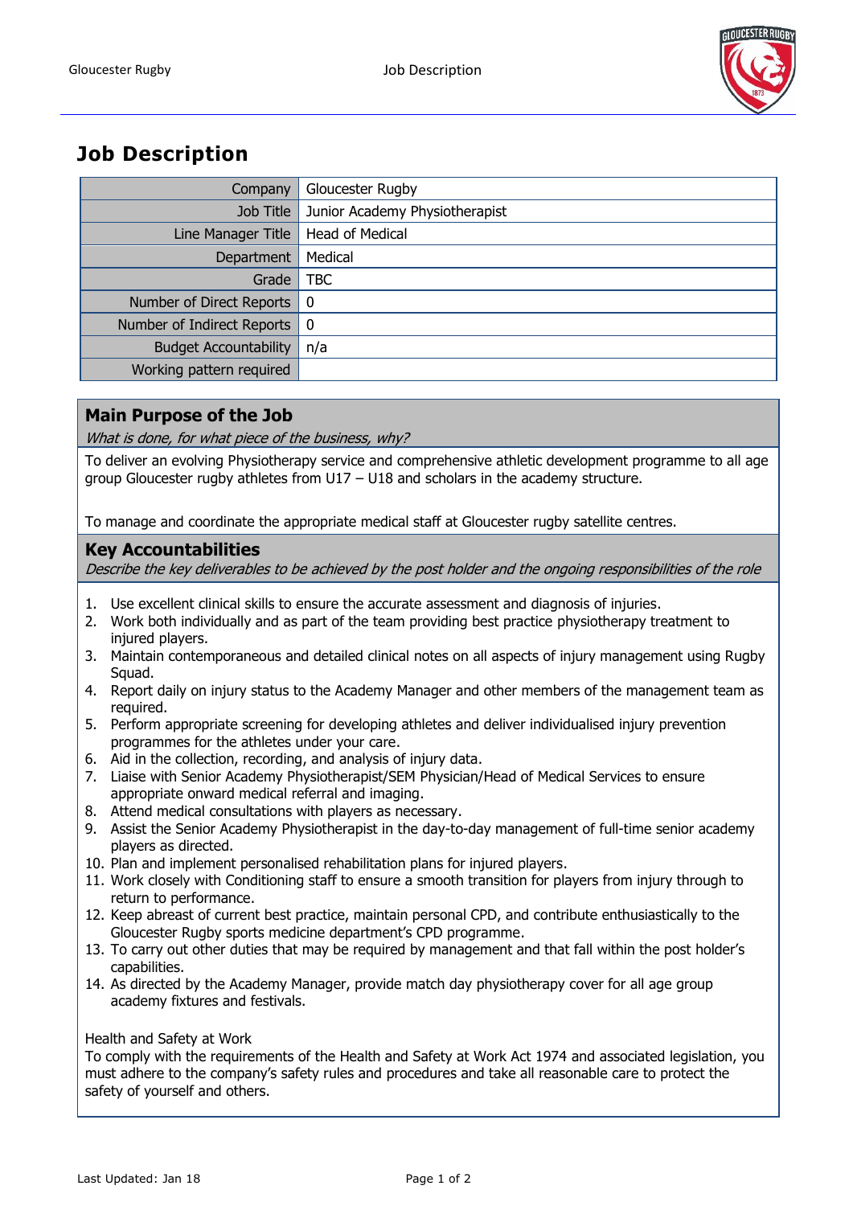# Job Description

| Company | Gloucester Rugby |
|---:|---|
| Job Title | Junior Academy Physiotherapist |
| Line Manager Title | Head of Medical |
| Department | Medical |
| Grade | TBC |
| Number of Direct Reports | 0 |
| Number of Indirect Reports | 0 |
| Budget Accountability | n/a |
| Working pattern required | |

## Main Purpose of the Job

*What is done, for what piece of the business, why?*

To deliver an evolving Physiotherapy service and comprehensive athletic development programme to all age group Gloucester rugby athletes from U17 – U18 and scholars in the academy structure.

To manage and coordinate the appropriate medical staff at Gloucester rugby satellite centres.

## Key Accountabilities

*Describe the key deliverables to be achieved by the post holder and the ongoing responsibilities of the role*

1. Use excellent clinical skills to ensure the accurate assessment and diagnosis of injuries.
2. Work both individually and as part of the team providing best practice physiotherapy treatment to injured players.
3. Maintain contemporaneous and detailed clinical notes on all aspects of injury management using Rugby Squad.
4. Report daily on injury status to the Academy Manager and other members of the management team as required.
5. Perform appropriate screening for developing athletes and deliver individualised injury prevention programmes for the athletes under your care.
6. Aid in the collection, recording, and analysis of injury data.
7. Liaise with Senior Academy Physiotherapist/SEM Physician/Head of Medical Services to ensure appropriate onward medical referral and imaging.
8. Attend medical consultations with players as necessary.
9. Assist the Senior Academy Physiotherapist in the day-to-day management of full-time senior academy players as directed.
10. Plan and implement personalised rehabilitation plans for injured players.
11. Work closely with Conditioning staff to ensure a smooth transition for players from injury through to return to performance.
12. Keep abreast of current best practice, maintain personal CPD, and contribute enthusiastically to the Gloucester Rugby sports medicine department's CPD programme.
13. To carry out other duties that may be required by management and that fall within the post holder's capabilities.
14. As directed by the Academy Manager, provide match day physiotherapy cover for all age group academy fixtures and festivals.

Health and Safety at Work

To comply with the requirements of the Health and Safety at Work Act 1974 and associated legislation, you must adhere to the company's safety rules and procedures and take all reasonable care to protect the safety of yourself and others.

Last Updated: Jan 18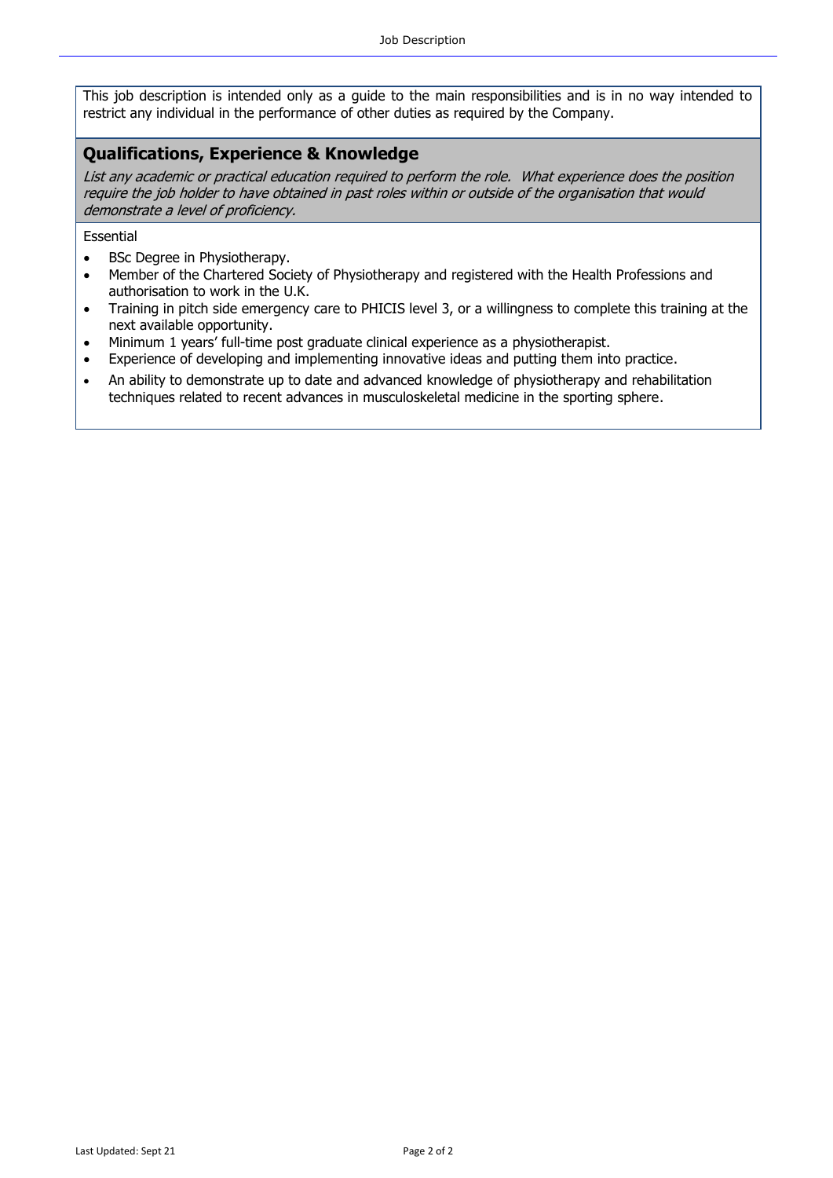This job description is intended only as a guide to the main responsibilities and is in no way intended to restrict any individual in the performance of other duties as required by the Company.

## Qualifications, Experience & Knowledge

*List any academic or practical education required to perform the role. What experience does the position require the job holder to have obtained in past roles within or outside of the organisation that would demonstrate a level of proficiency.*

Essential

- BSc Degree in Physiotherapy.
- Member of the Chartered Society of Physiotherapy and registered with the Health Professions and authorisation to work in the U.K.
- Training in pitch side emergency care to PHICIS level 3, or a willingness to complete this training at the next available opportunity.
- Minimum 1 years' full-time post graduate clinical experience as a physiotherapist.
- Experience of developing and implementing innovative ideas and putting them into practice.
- An ability to demonstrate up to date and advanced knowledge of physiotherapy and rehabilitation techniques related to recent advances in musculoskeletal medicine in the sporting sphere.